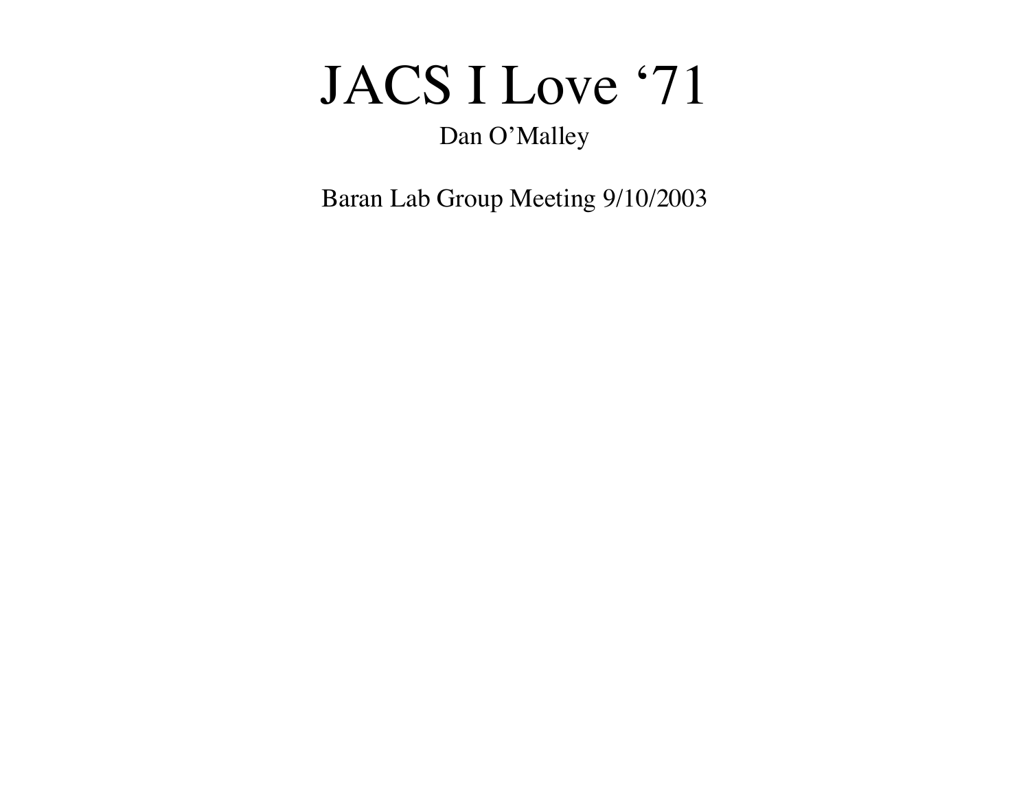# JACS I Love '71

Dan O'Malley

Baran Lab Group Meeting 9/10/2003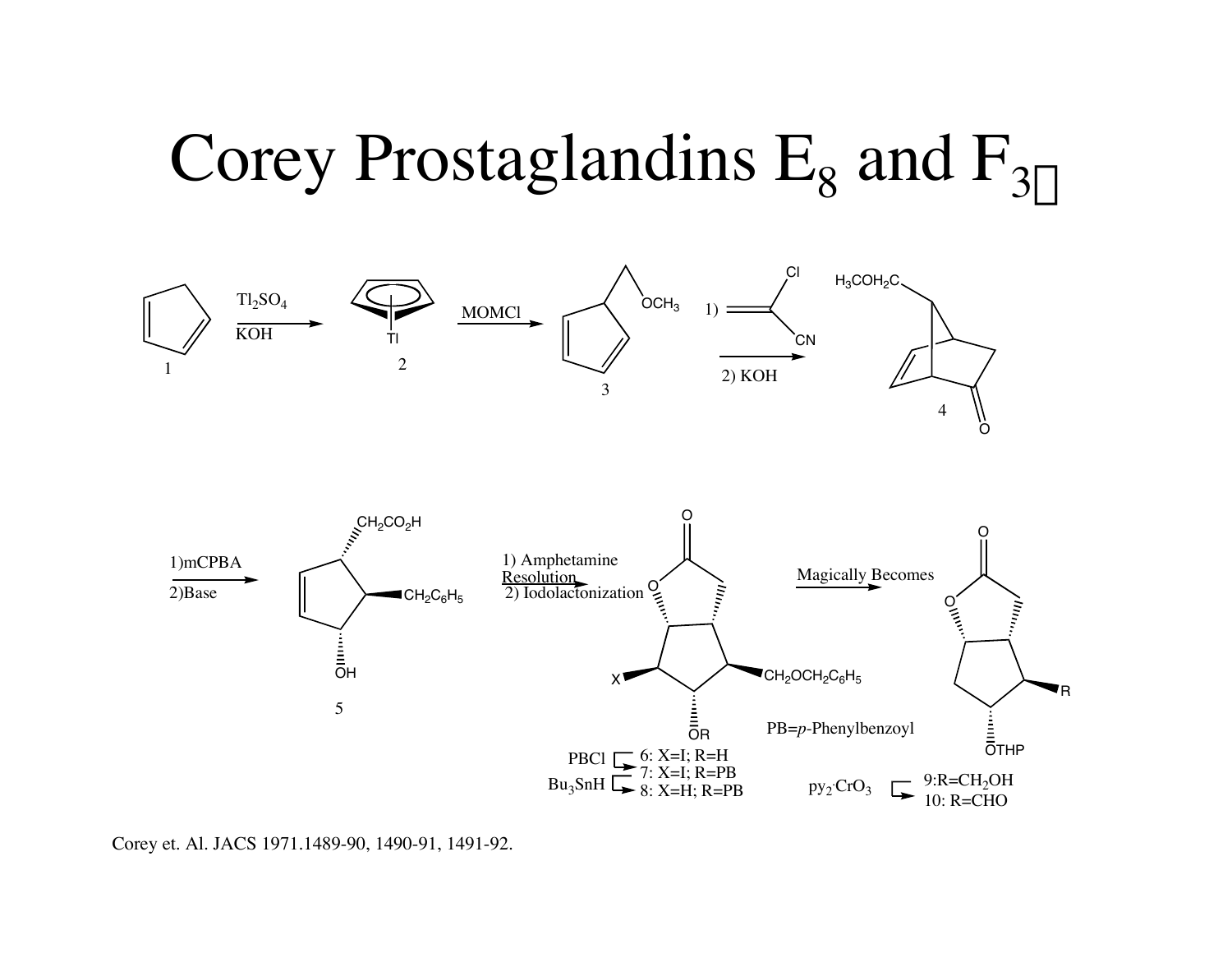# Corey Prostaglandins $E_8$ and $F_3$

1 → ($Tl_2SO_4$, KOH) → 2 → (MOMCl) → 3 → (1) 2-chloroacrylonitrile; 2) KOH) → 4

4 → (1) mCPBA; 2) Base) → 5 → (1) Amphetamine Resolution; 2) Iodolactonization) → 6 → Magically Becomes → 9

PBCl: 6: X=I; R=H → 7: X=I; R=PB

$Bu_3SnH$: 7: X=I; R=PB → 8: X=H; R=PB

PB=*p*-Phenylbenzoyl

$py_2 \cdot CrO_3$: 9: R=$CH_2OH$ → 10: R=CHO

Corey et. Al. JACS 1971.1489-90, 1490-91, 1491-92.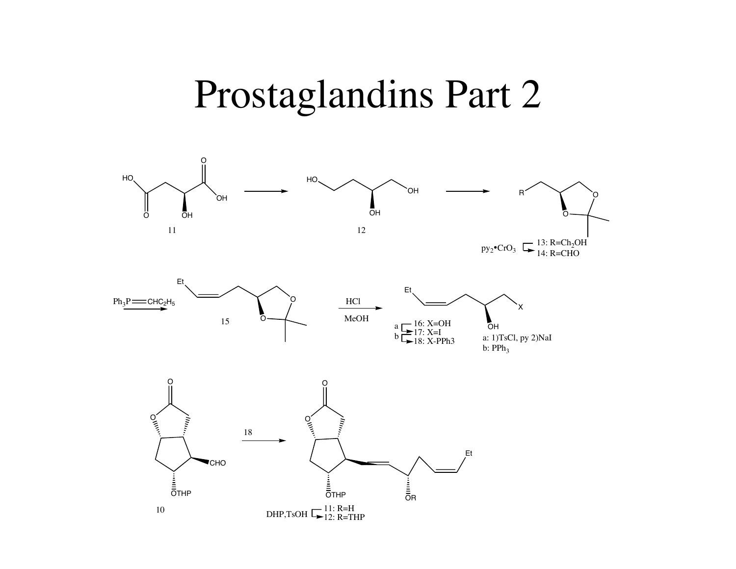# Prostaglandins Part 2

11

12

$py_2$•$CrO_3$ 13: R=$Ch_2$OH
14: R=CHO

$Ph_3P$=$CHC_2H_5$

15

HCl

MeOH

a 16: X=OH
17: X=I
b 18: X-PPh3

a: 1)TsCl, py 2)NaI
b: $PPh_3$

10

18

DHP,TsOH 11: R=H
12: R=THP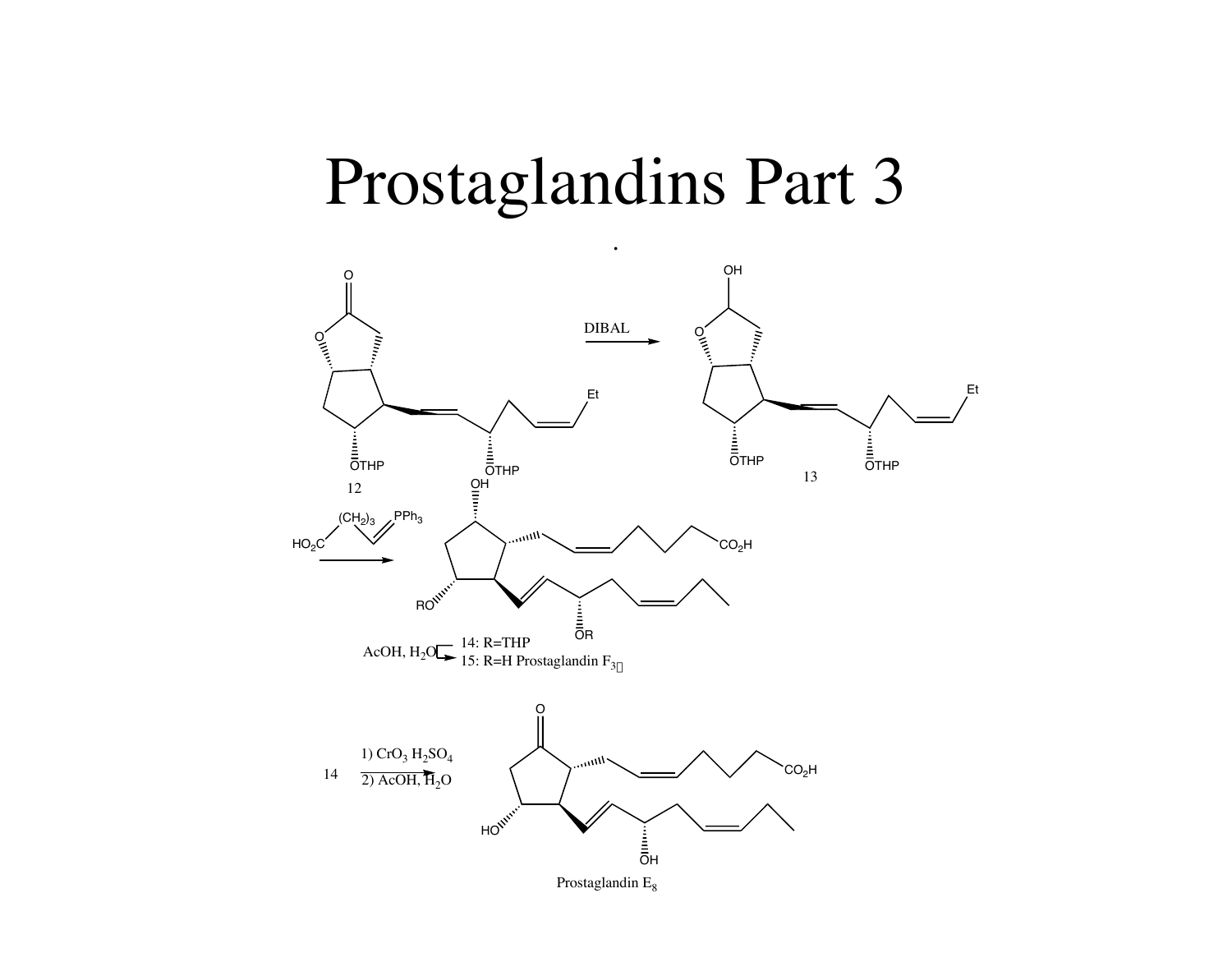# Prostaglandins Part 3

DIBAL

12

13

$HO_2C(CH_2)_3CH{=}PPh_3$

14: R=THP

$AcOH, H_2O$

15: R=H Prostaglandin $F_{3}$

14

1) $CrO_3$ $H_2SO_4$

2) $AcOH, H_2O$

Prostaglandin $E_8$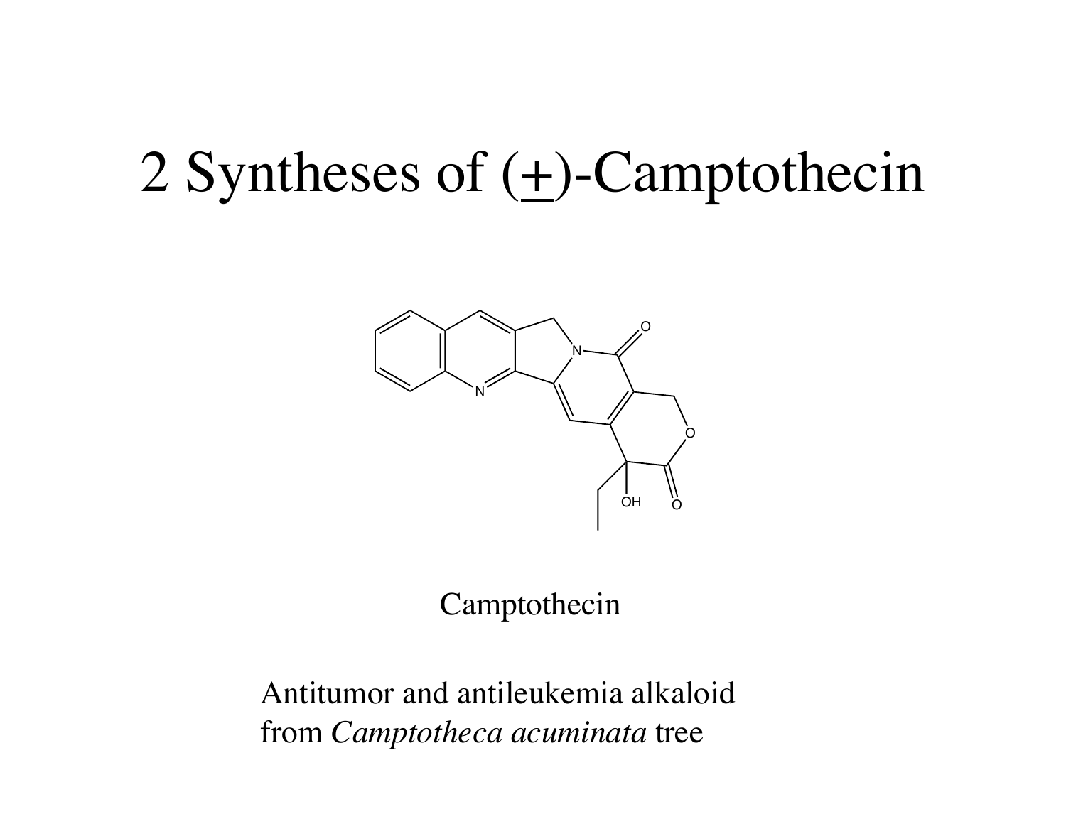# 2 Syntheses of (±)-Camptothecin

Camptothecin

Antitumor and antileukemia alkaloid
from *Camptotheca acuminata* tree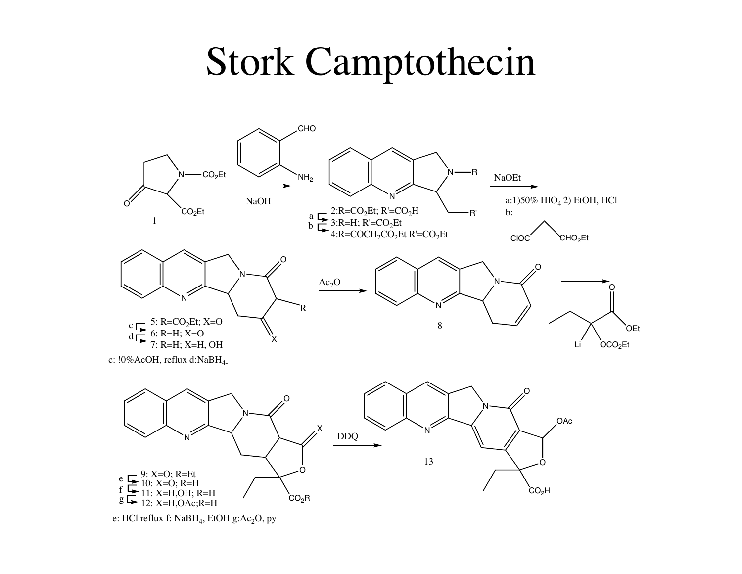# Stork Camptothecin

NaOH

2: R=$CO_2$Et; R'=$CO_2$H

a → 3: R=H; R'=$CO_2$Et

b → 4: R=$COCH_2CO_2$Et R'=$CO_2$Et

NaOEt

a: 1) 50% $HIO_4$ 2) EtOH, HCl

b: ClOC–$CH_2$–$CO_2$Et

1

5: R=$CO_2$Et; X=O

c → 6: R=H; X=O

d → 7: R=H; X=H, OH

c: !0%AcOH, reflux d: $NaBH_4$.

$Ac_2O$

8

9: X=O; R=Et

e → 10: X=O; R=H

f → 11: X=H,OH; R=H

g → 12: X=H,OAc; R=H

e: HCl reflux f: $NaBH_4$, EtOH g: $Ac_2O$, py

DDQ

13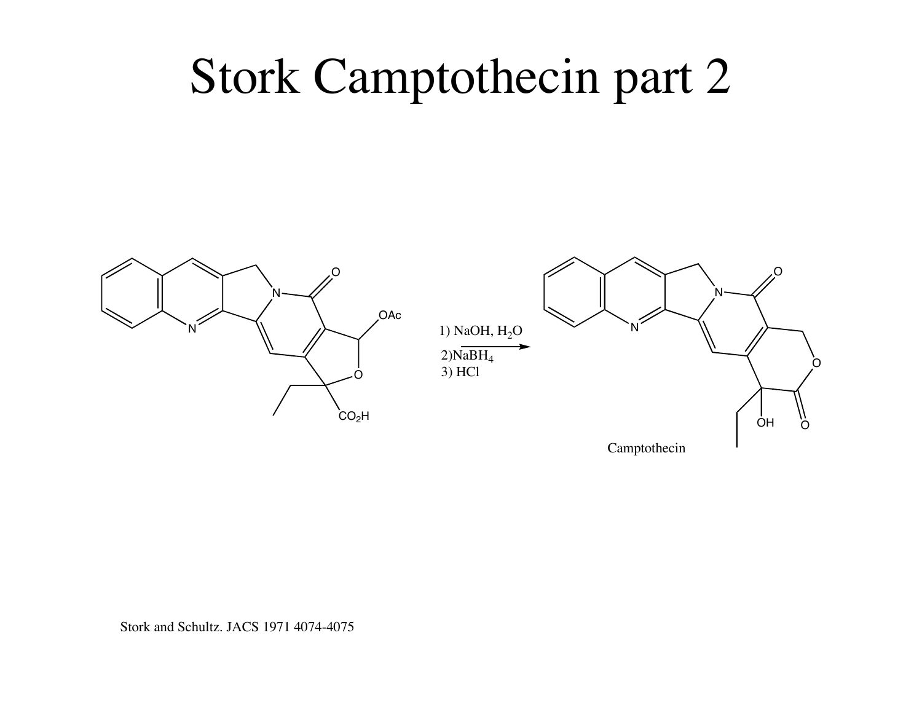# Stork Camptothecin part 2

OAc

O

N

N

O

$CO_2H$

1) NaOH, $H_2O$

2)$NaBH_4$

3) HCl

N

N

O

O

O

OH

O

Camptothecin

Stork and Schultz. JACS 1971 4074-4075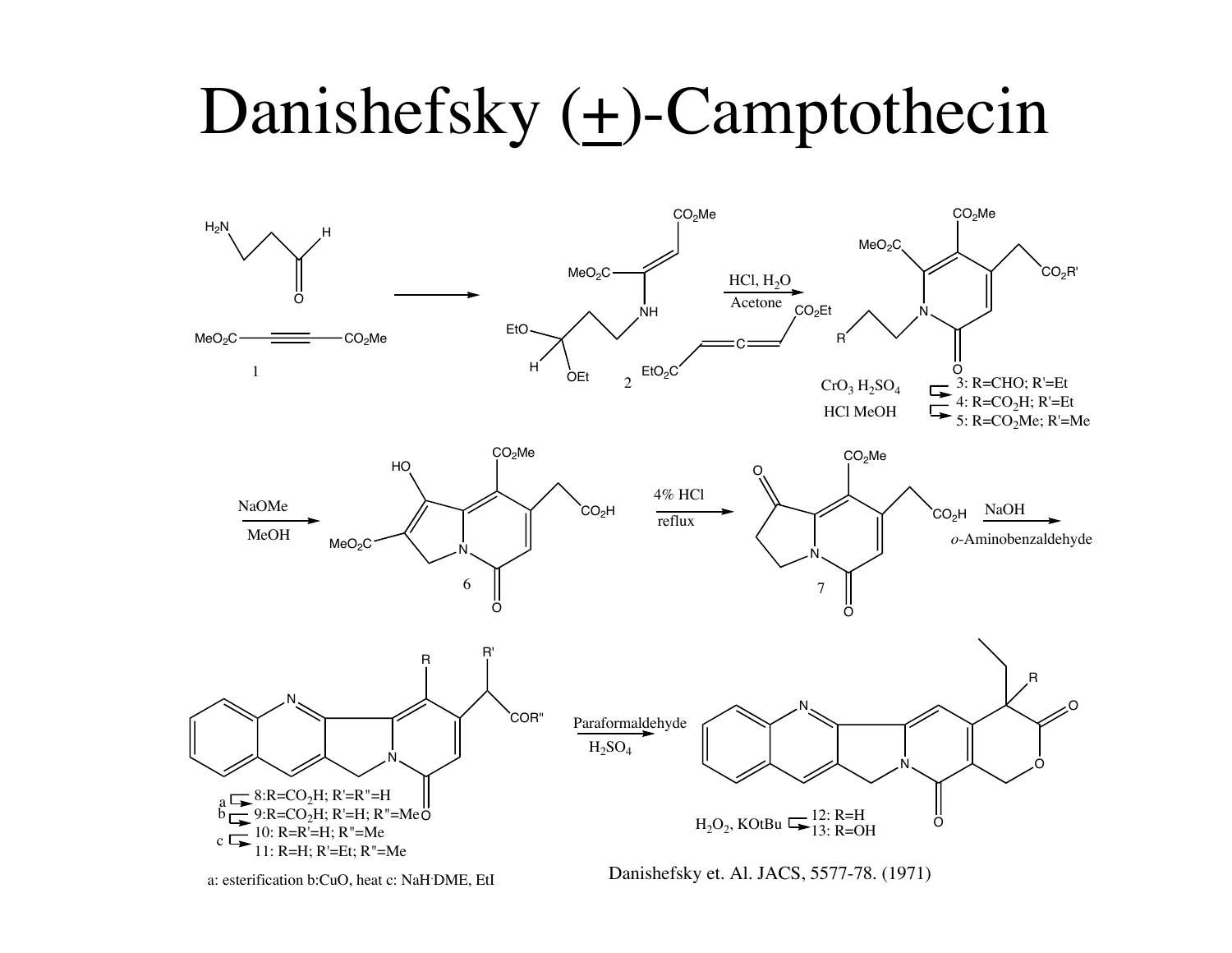# Danishefsky (±)-Camptothecin

$H_2N$–$CH_2CH_2$–CHO + MeO$_2$C–C≡C–CO$_2$Me (1) ⟶ 2

HCl, $H_2O$, Acetone; $EtO_2C$–CH=C=CH–$CO_2Et$

3: R=CHO; R'=Et

4: R=$CO_2H$; R'=Et

5: R=$CO_2Me$; R'=Me

$CrO_3$ $H_2SO_4$

HCl MeOH

NaOMe, MeOH ⟶ 6

4% HCl, reflux ⟶ 7

NaOH, *o*-Aminobenzaldehyde ⟶

8: R=$CO_2H$; R'=R"=H

9: R=$CO_2H$; R'=H; R"=Me

10: R=R'=H; R"=Me

11: R=H; R'=Et; R"=Me

a: esterification b: CuO, heat c: NaH·DME, EtI

Paraformaldehyde, $H_2SO_4$ ⟶

12: R=H

13: R=OH

$H_2O_2$, KOtBu

Danishefsky et. Al. JACS, 5577-78. (1971)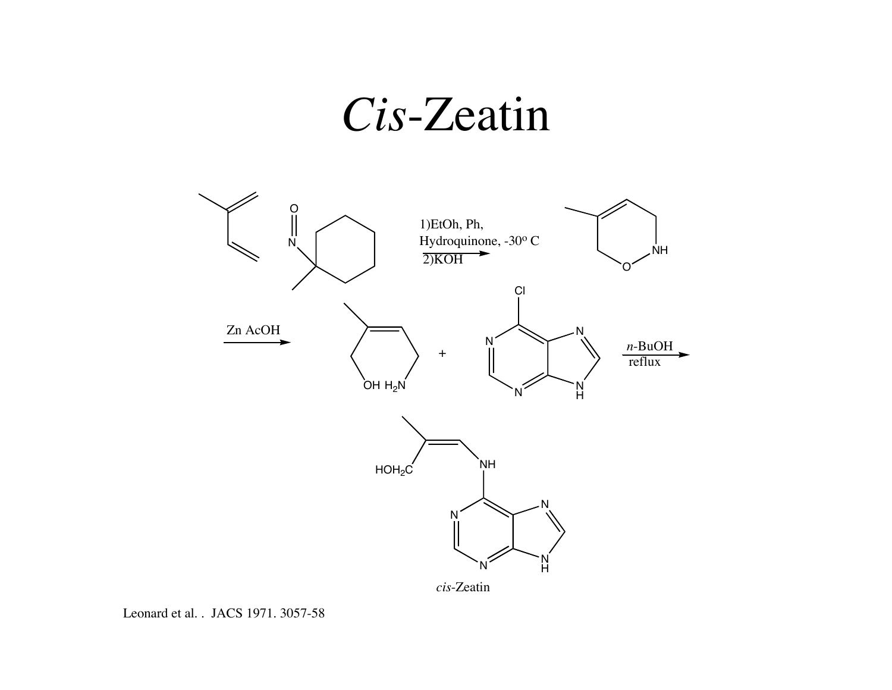# *Cis*-Zeatin

1)EtOh, Ph,
Hydroquinone, -30º C
2)KOH

Zn AcOH

+

*n*-BuOH
reflux

*cis*-Zeatin

Leonard et al. . JACS 1971. 3057-58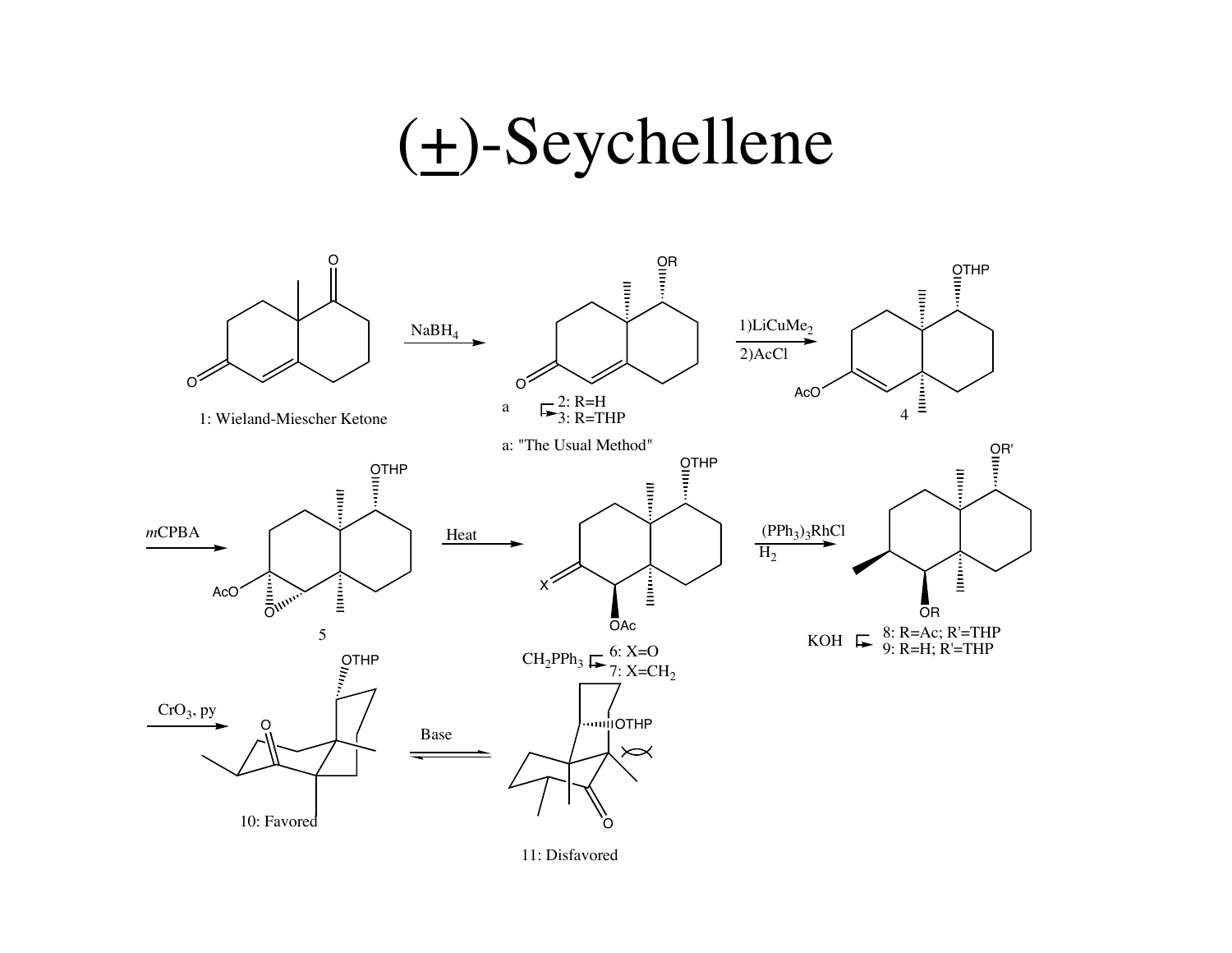# ($\pm$)-Seychellene

1: Wieland-Miescher Ketone

$NaBH_4$

a

2: R=H

3: R=THP

a: "The Usual Method"

1) $LiCuMe_2$

2) AcCl

4

*m*CPBA

5

Heat

$CH_2PPh_3$

6: X=O

7: X=$CH_2$

$(PPh_3)_3RhCl$

$H_2$

KOH

8: R=Ac; R'=THP

9: R=H; R'=THP

$CrO_3$, py

10: Favored

Base

11: Disfavored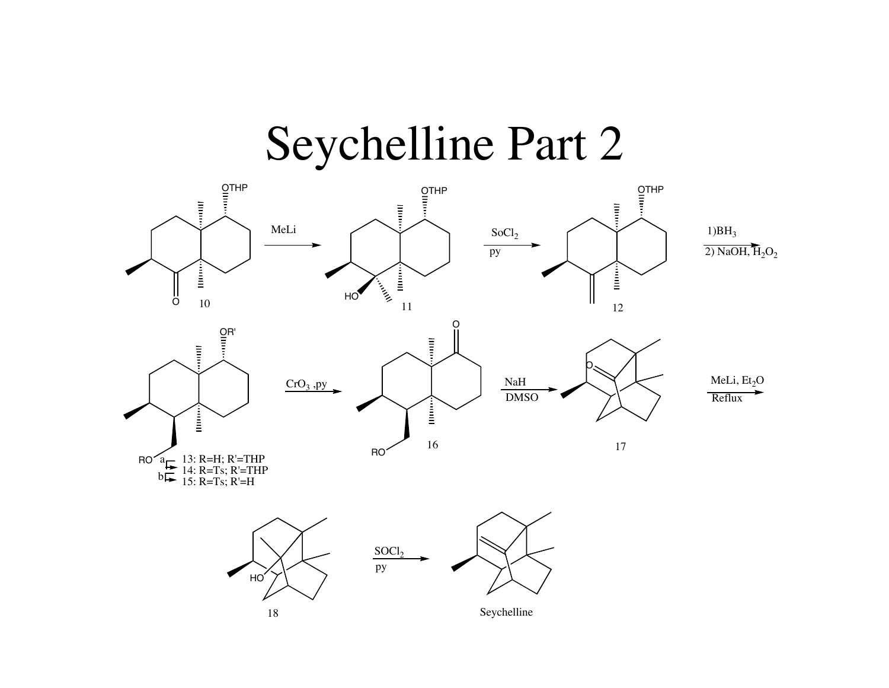# Seychelline Part 2

10 → (MeLi) → 11 → ($SoCl_2$, py) → 12 → (1) $BH_3$; 2) NaOH, $H_2O_2$) → 13

RO (a, b):
- 13: R=H; R'=THP
- 14: R=Ts; R'=THP
- 15: R=Ts; R'=H

15 → ($CrO_3$, py) → 16 → (NaH, DMSO) → 17 → (MeLi, $Et_2O$, Reflux) → 18 → ($SOCl_2$, py) → Seychelline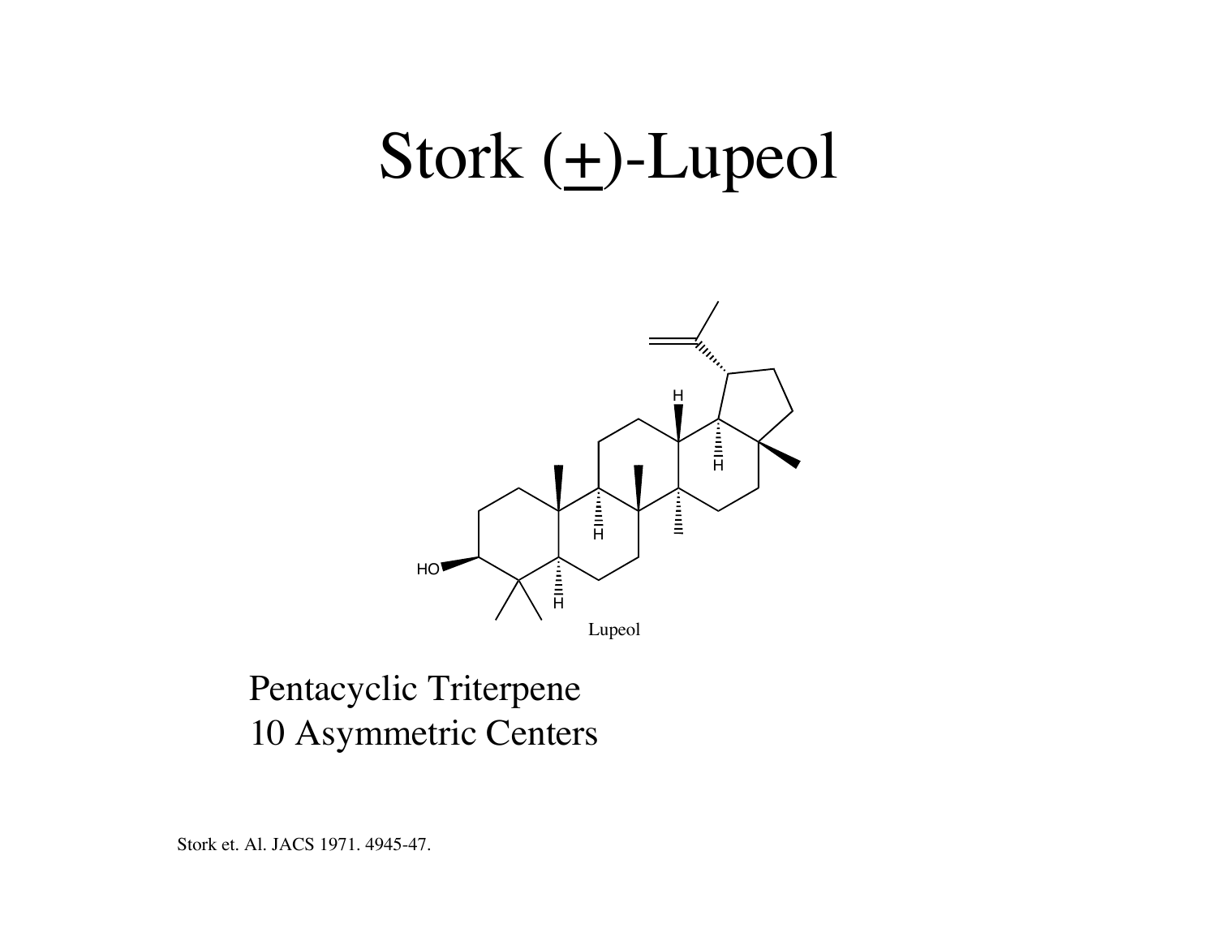# Stork (±)-Lupeol

Lupeol

Pentacyclic Triterpene
10 Asymmetric Centers

Stork et. Al. JACS 1971. 4945-47.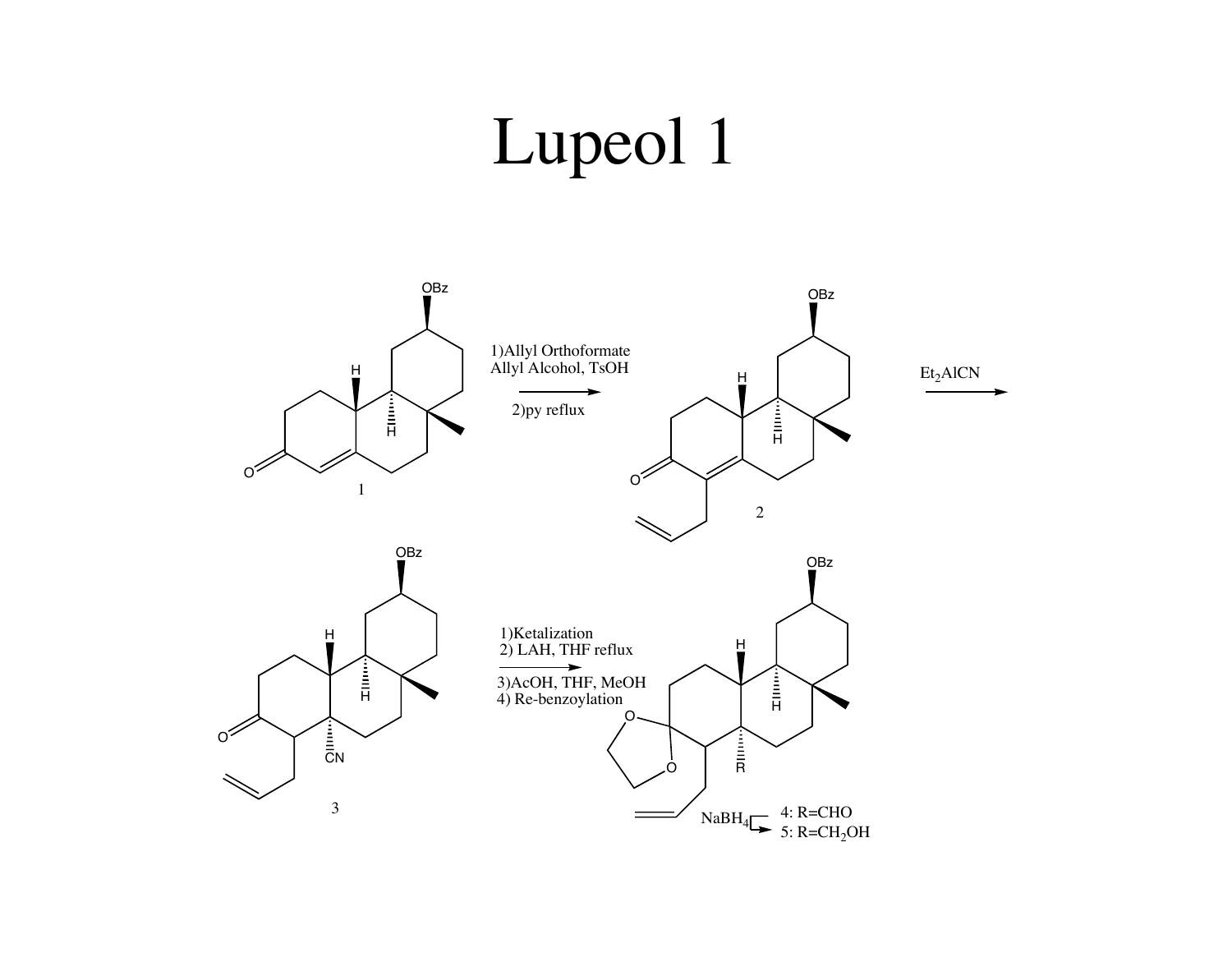# Lupeol 1

1)Allyl Orthoformate
Allyl Alcohol, TsOH

2)py reflux

$Et_2AlCN$

1)Ketalization
2) LAH, THF reflux

3)AcOH, THF, MeOH
4) Re-benzoylation

$NaBH_4$

4: R=CHO
5: R=$CH_2OH$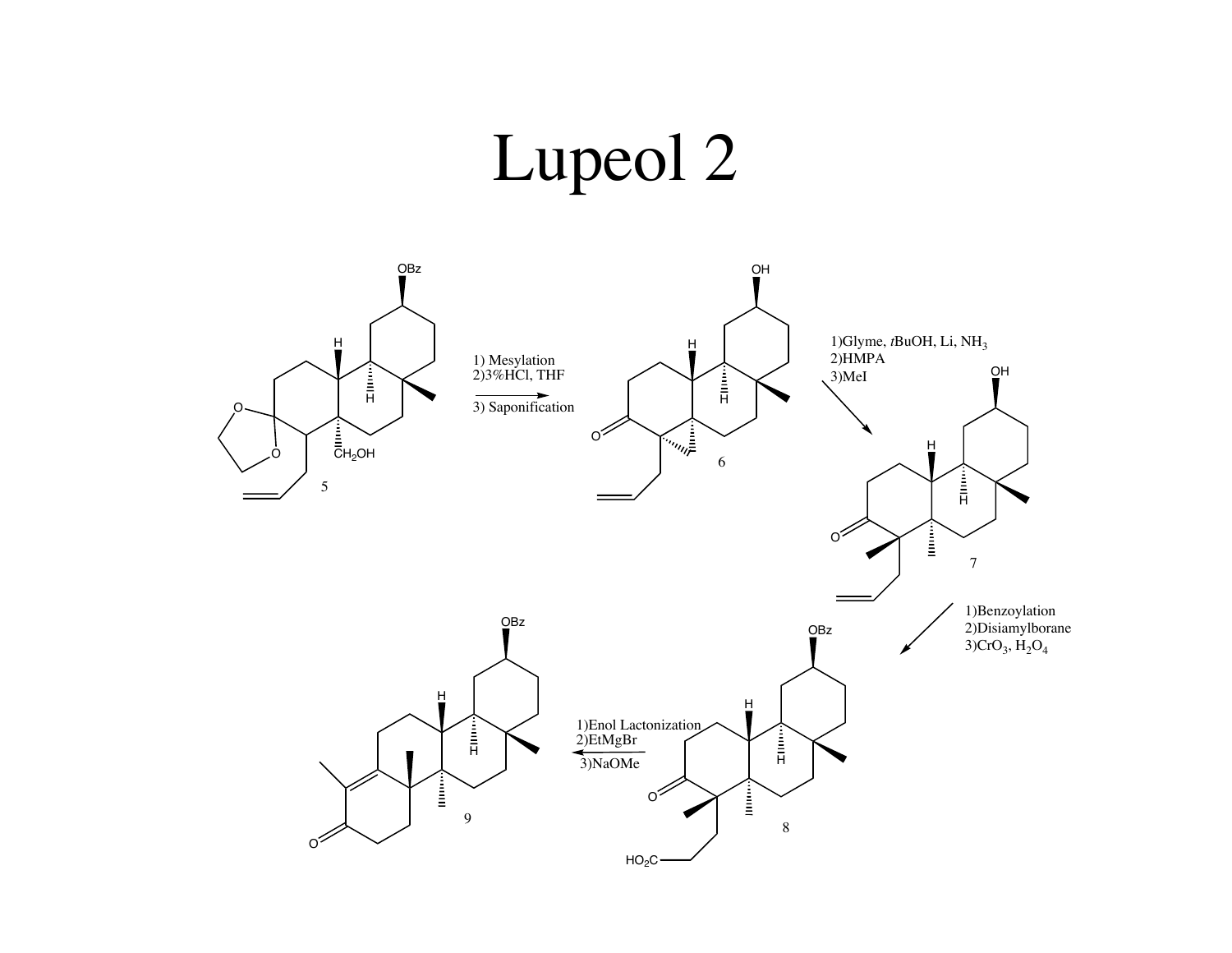# Lupeol 2

1) Mesylation
2)3%HCl, THF
3) Saponification

1)Glyme, *t*BuOH, Li, $NH_3$
2)HMPA
3)MeI

1)Benzoylation
2)Disiamylborane
3)$CrO_3$, $H_2O_4$

1)Enol Lactonization
2)EtMgBr
3)NaOMe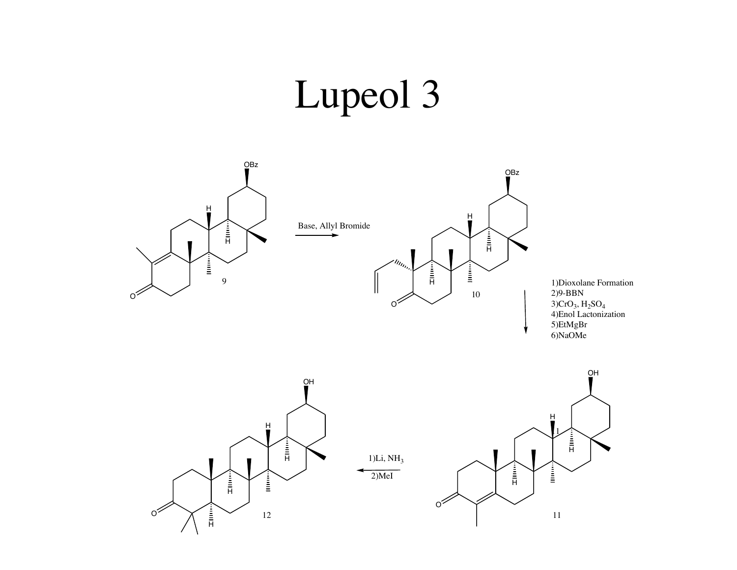# Lupeol 3

Base, Allyl Bromide

1)Dioxolane Formation
2)9-BBN
3)$CrO_3$, $H_2SO_4$
4)Enol Lactonization
5)EtMgBr
6)NaOMe

1)Li, $NH_3$
2)MeI

9

10

11

12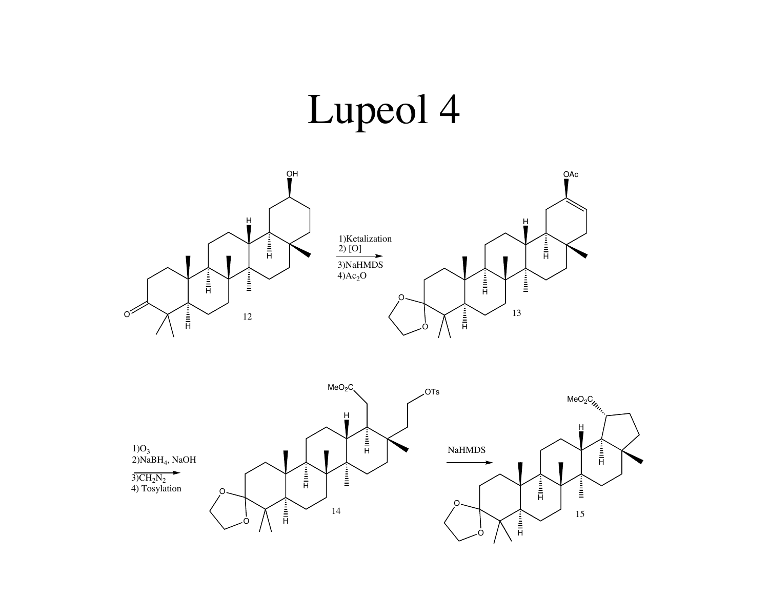# Lupeol 4

12

1)Ketalization
2) [O]
3)NaHMDS
4)$Ac_2O$

13

1)$O_3$
2)$NaBH_4$, NaOH
3)$CH_2N_2$
4) Tosylation

14

NaHMDS

15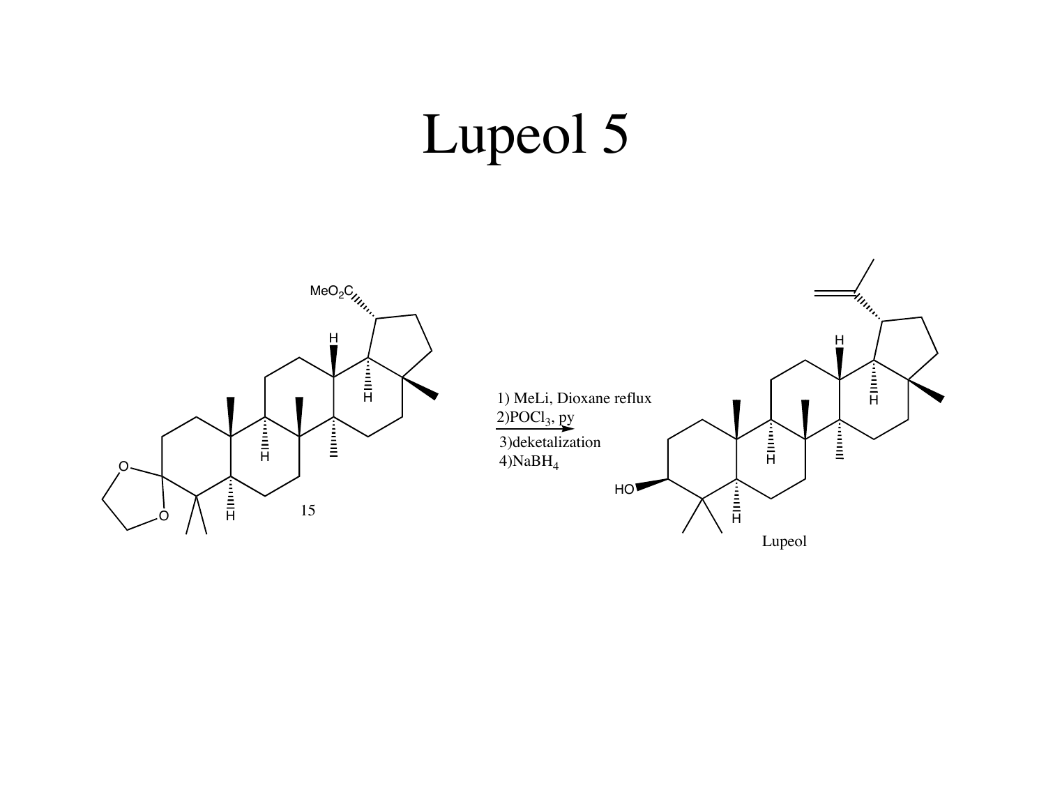# Lupeol 5

15

1) MeLi, Dioxane reflux
2)$POCl_3$, py
3)deketalization
4)$NaBH_4$

Lupeol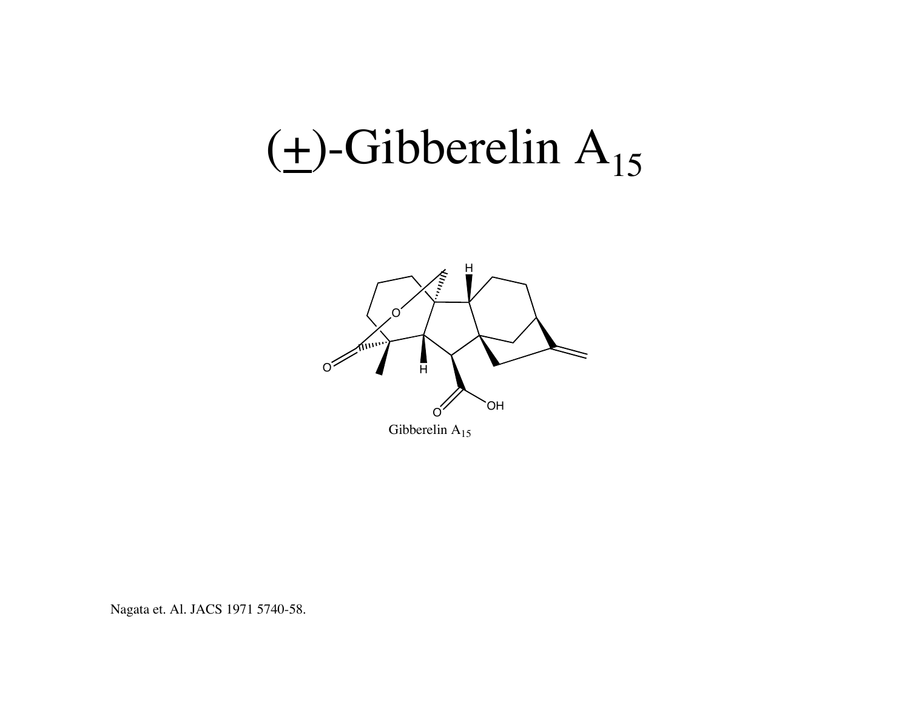# ($\pm$)-Gibberelin $A_{15}$

Gibberelin $A_{15}$

Nagata et. Al. JACS 1971 5740-58.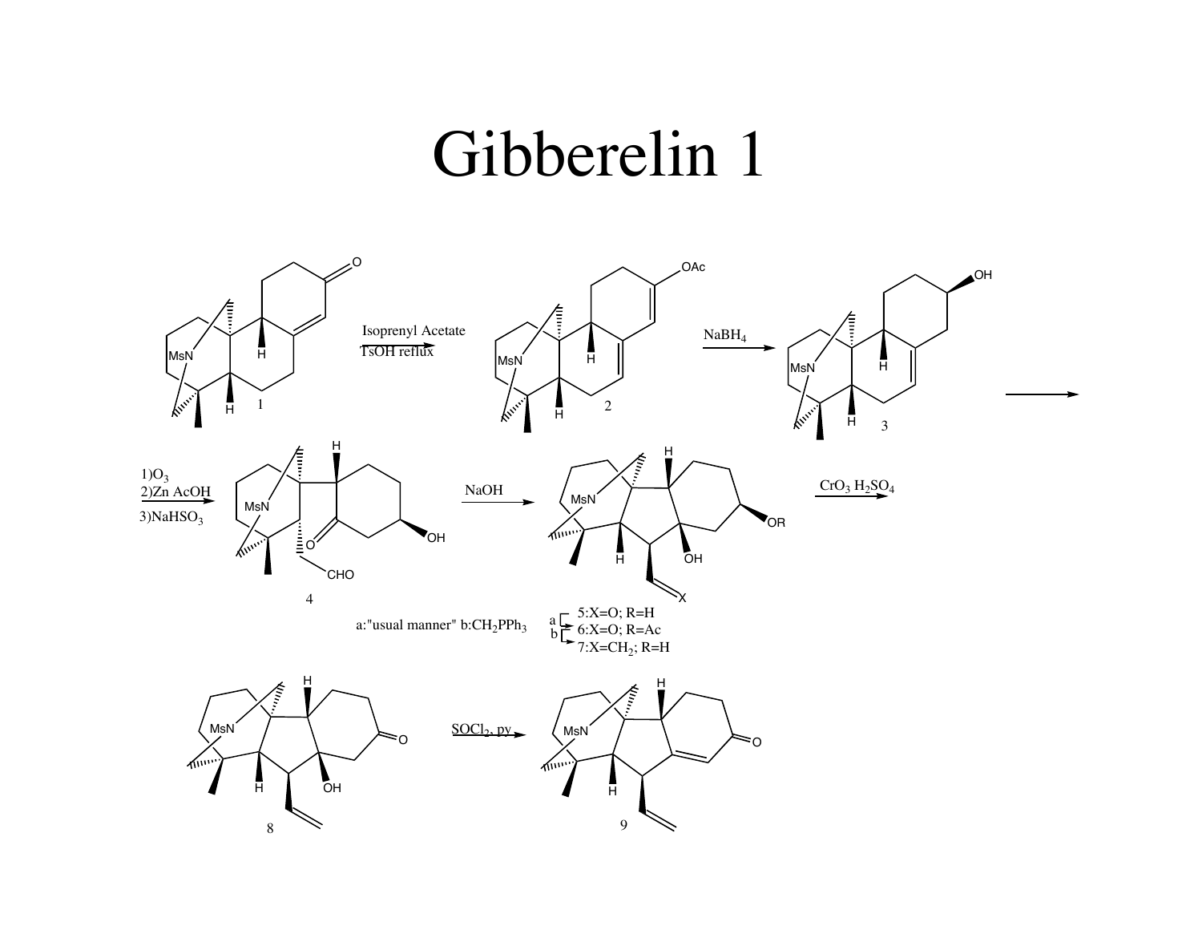# Gibberelin 1

Isoprenyl Acetate, TsOH reflux

NaBH$_4$

1) O$_3$
2) Zn AcOH
3) NaHSO$_3$

NaOH

CrO$_3$ H$_2$SO$_4$

a: "usual manner" b: CH$_2$PPh$_3$

5: X=O; R=H
6: X=O; R=Ac
7: X=CH$_2$; R=H

SOCl$_2$, py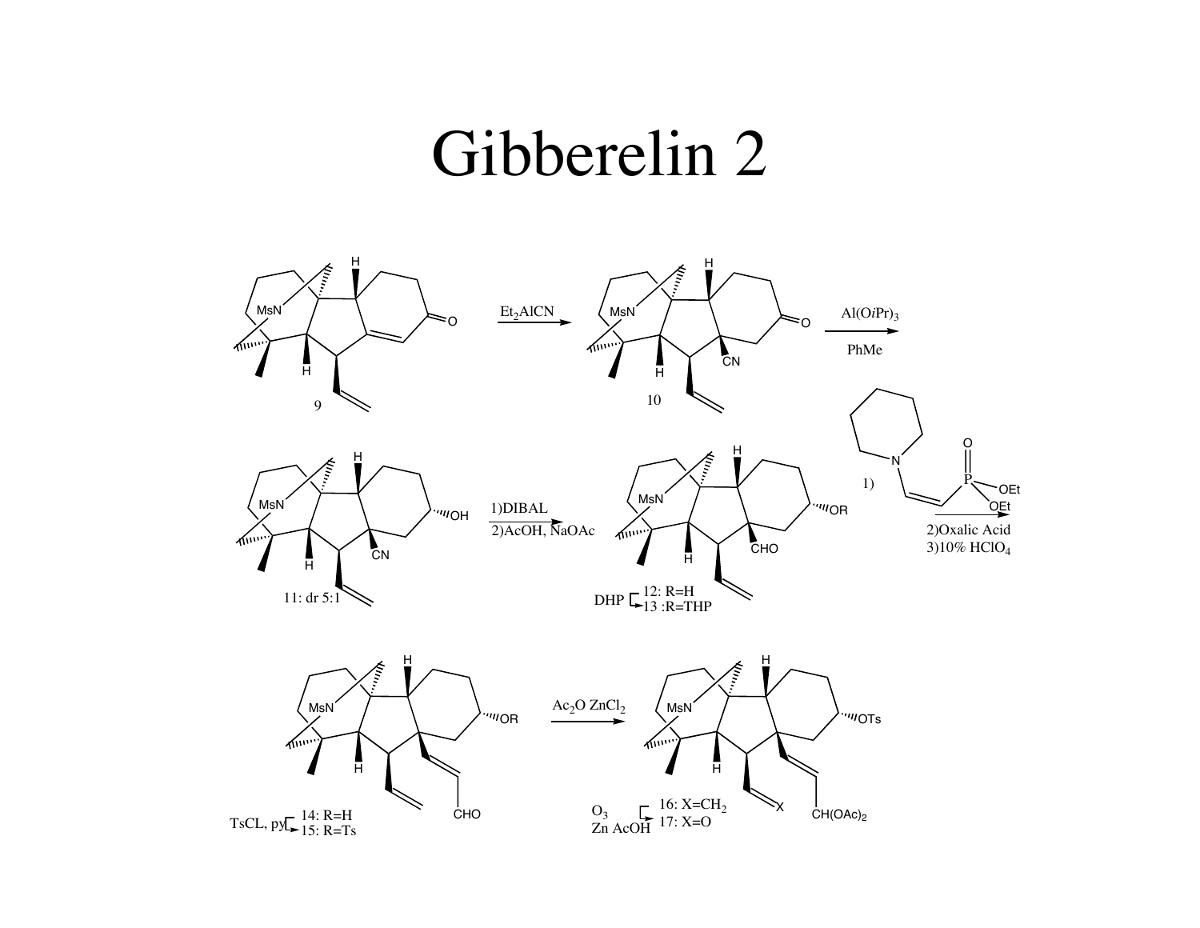# Gibberelin 2

9

$Et_2AlCN$

10

$Al(OiPr)_3$

PhMe

11: dr 5:1

1)DIBAL

2)AcOH, NaOAc

DHP

12: R=H

13 :R=THP

1)

2)Oxalic Acid

3)10% $HClO_4$

TsCL, py

14: R=H

15: R=Ts

$Ac_2O$ $ZnCl_2$

$O_3$

Zn AcOH

16: X=$CH_2$

17: X=O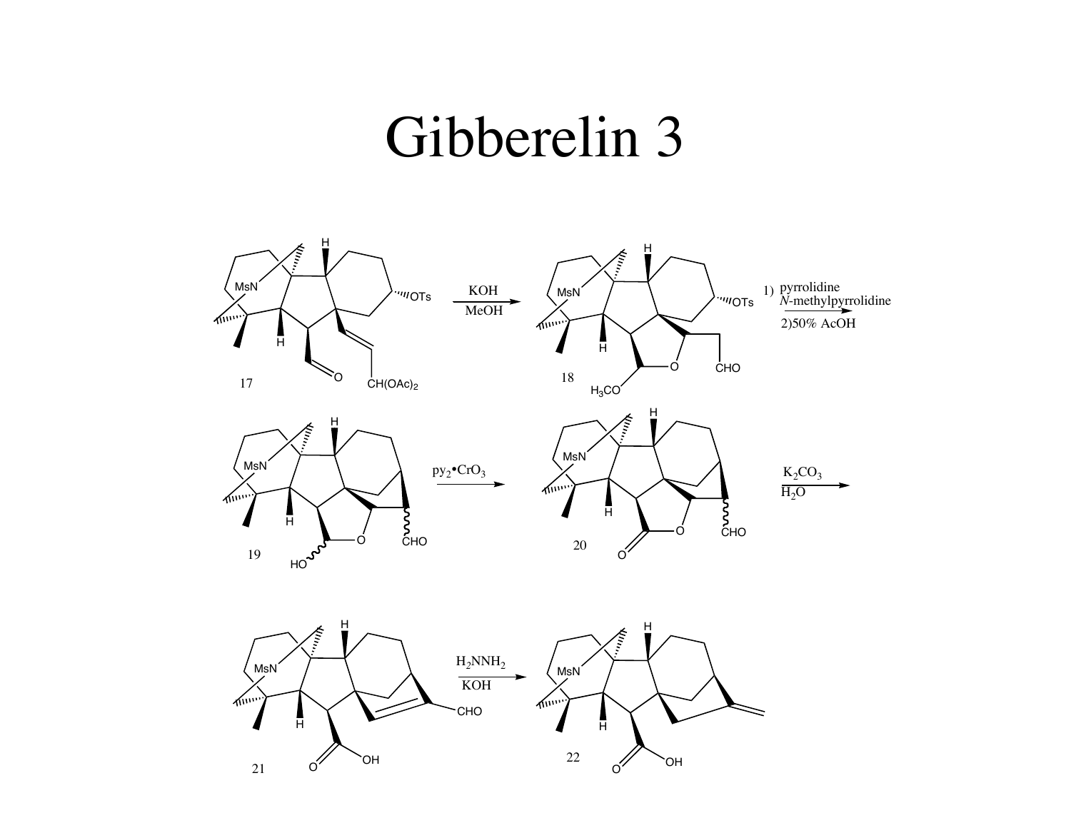# Gibberelin 3

17 → (KOH, MeOH) → 18 → (1) pyrrolidine, *N*-methylpyrrolidine; 2) 50% AcOH) → 19 → ($py_2$•$CrO_3$) → 20 → ($K_2CO_3$, $H_2O$) → 21 → ($H_2NNH_2$, KOH) → 22

MsN, OTs, CH(OAc)$_2$, $H_3CO$, CHO, HO, OH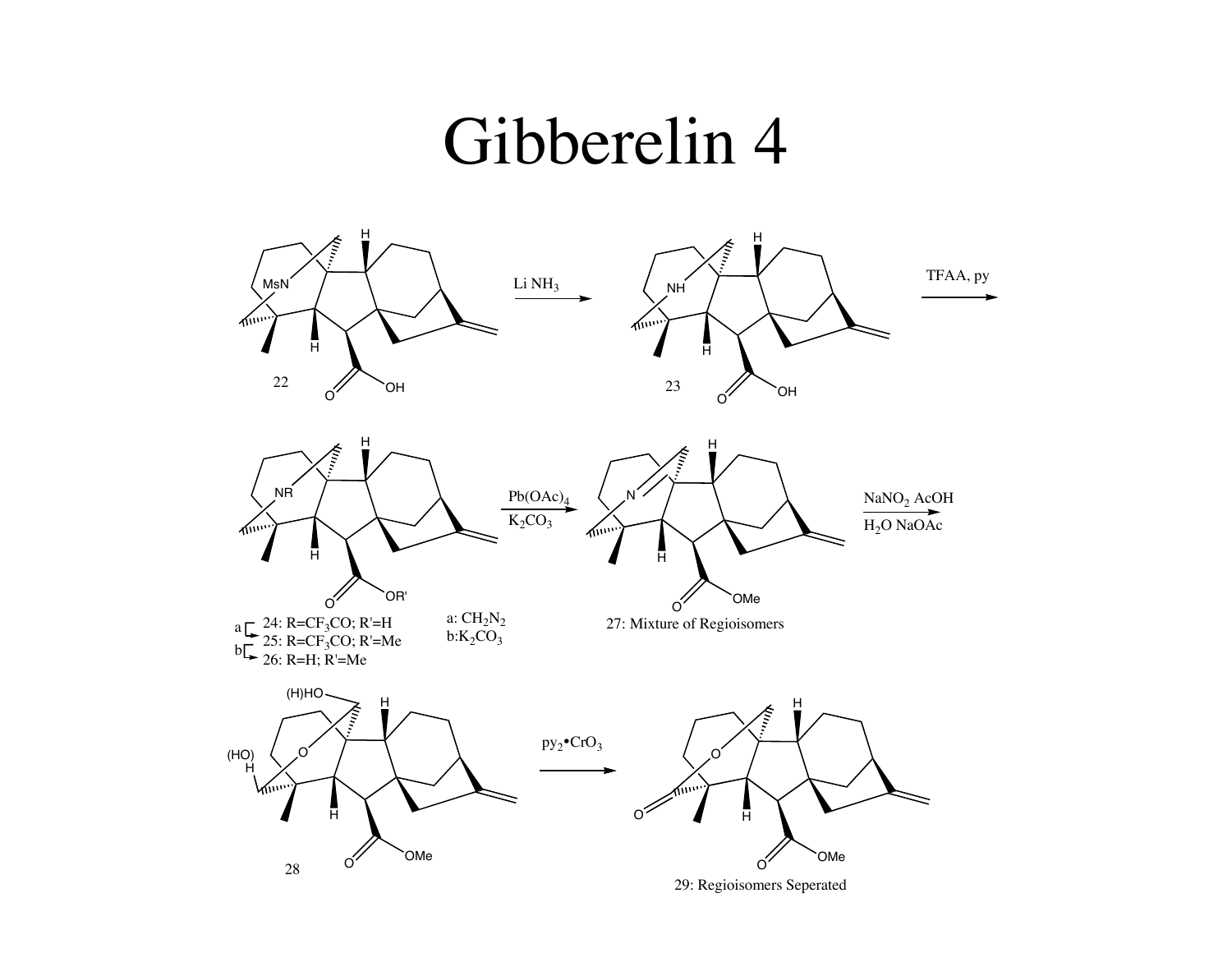# Gibberelin 4

22

Li $NH_3$

23

TFAA, py

24: R=$CF_3CO$; R'=H

25: R=$CF_3CO$; R'=Me

26: R=H; R'=Me

a: $CH_2N_2$

b: $K_2CO_3$

$Pb(OAc)_4$

$K_2CO_3$

27: Mixture of Regioisomers

$NaNO_2$ AcOH

$H_2O$ NaOAc

28

$py_2$•$CrO_3$

29: Regioisomers Seperated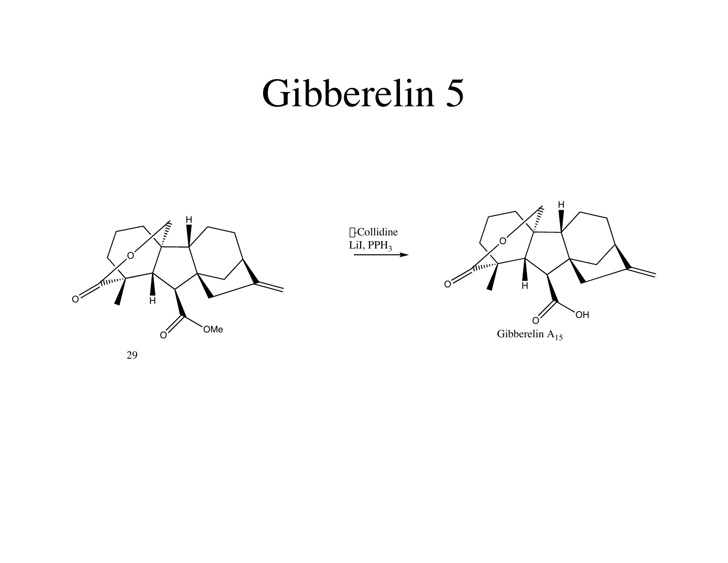# Gibberelin 5

29

-Collidine
LiI, $PPH_3$

Gibberelin $A_{15}$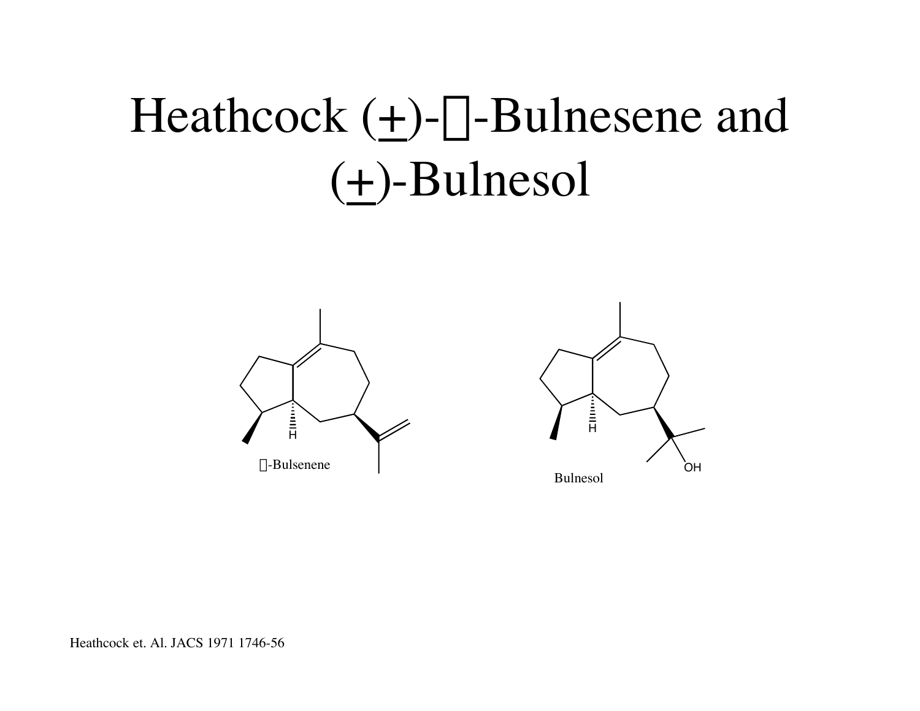# Heathcock (±)-?-Bulnesene and (±)-Bulnesol

?-Bulsenene

Bulnesol

Heathcock et. Al. JACS 1971 1746-56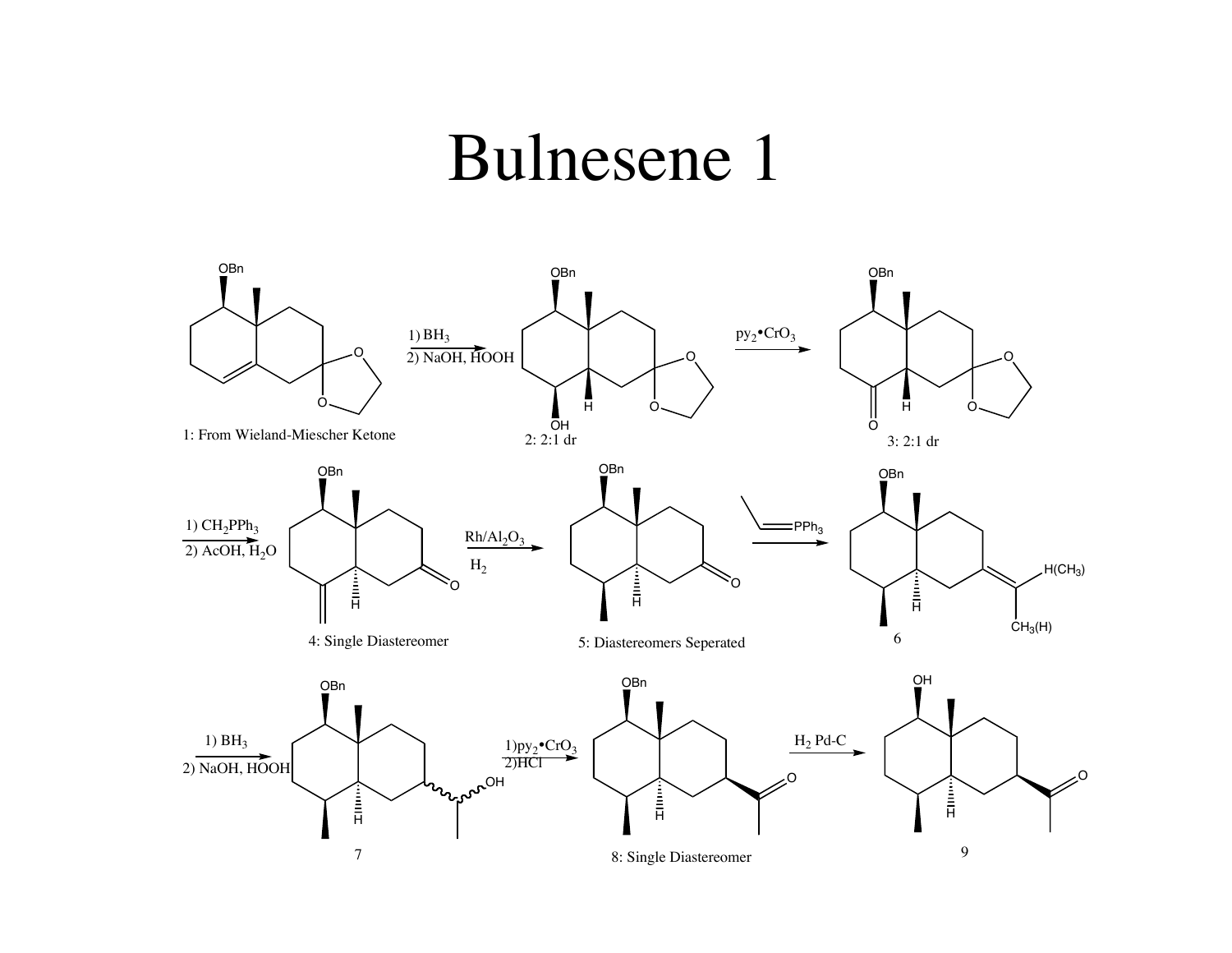# Bulnesene 1

OBn

1) $BH_3$
2) NaOH, HOOH

$py_2{\bullet}CrO_3$

1: From Wieland-Miescher Ketone

2: 2:1 dr

3: 2:1 dr

1) $CH_2PPh_3$
2) AcOH, $H_2O$

$Rh/Al_2O_3$
$H_2$

$=PPh_3$

H($CH_3$)

$CH_3$(H)

4: Single Diastereomer

5: Diastereomers Seperated

6

1) $BH_3$
2) NaOH, HOOH

1)$py_2{\bullet}CrO_3$
2)HCl

$H_2$ Pd-C

OH

7

8: Single Diastereomer

9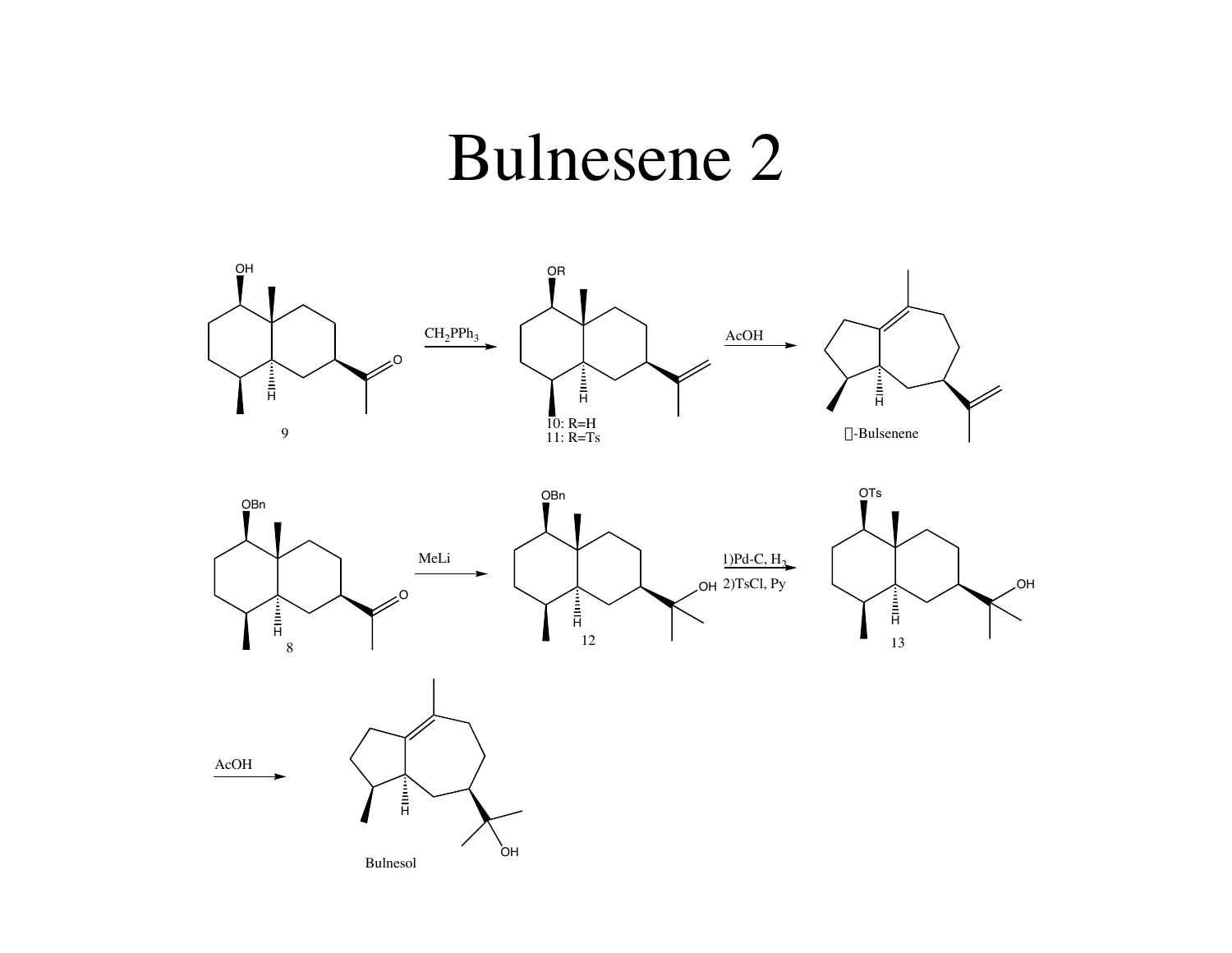# Bulnesene 2

9

$CH_2PPh_3$

10: R=H
11: R=Ts

AcOH

-Bulsenene

8

MeLi

12

1)Pd-C, $H_2$
2)TsCl, Py

13

AcOH

Bulnesol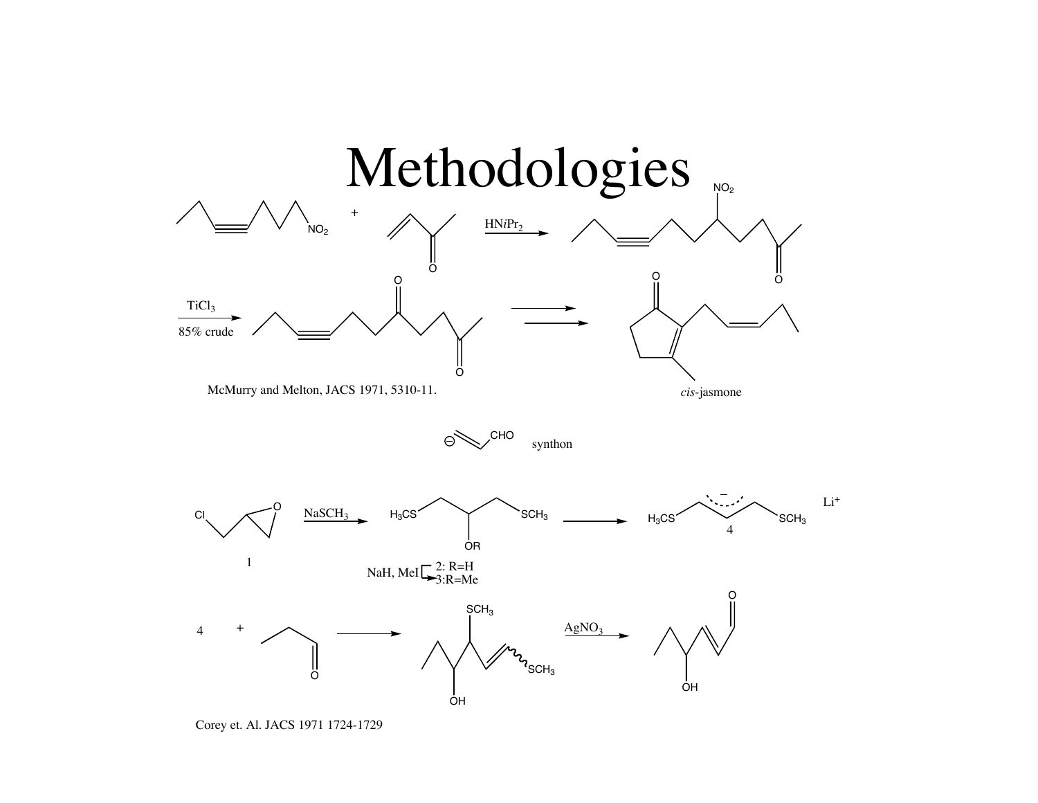# Methodologies

$HNiPr_2$

$NO_2$

$TiCl_3$

85% crude

McMurry and Melton, JACS 1971, 5310-11.

*cis*-jasmone

CHO synthon

$NaSCH_3$

$H_3CS$ $SCH_3$

OR

1

NaH, MeI 2: R=H 3:R=Me

$H_3CS$ $SCH_3$ $Li^+$

4

4 +

$SCH_3$

OH

$AgNO_3$

O

OH

Corey et. Al. JACS 1971 1724-1729